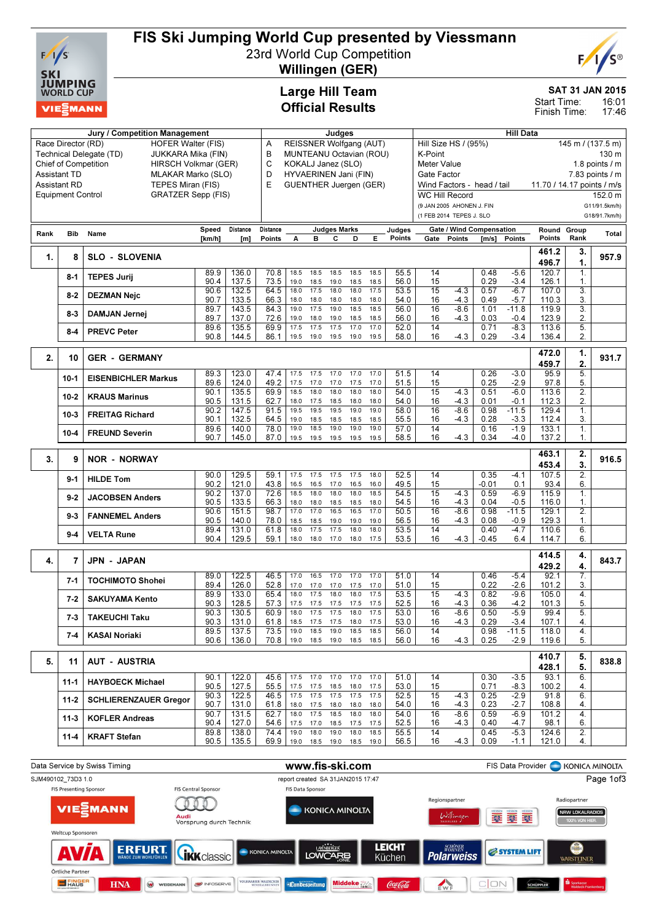# FIS Ski Jumping World Cup presented by Viessmann

## 23rd World Cup Competition

## Willingen (GER)

### Large Hill Team
### Official Results

**SAT 31 JAN 2015**
Start Time: 16:01
Finish Time: 17:46

| Jury / Competition Management | | Judges | | Hill Data | |
|---|---|---|---|---|---|
| Race Director (RD) | HOFER Walter (FIS) | A | REISSNER Wolfgang (AUT) | Hill Size HS / (95%) | 145 m / (137.5 m) |
| Technical Delegate (TD) | JUKKARA Mika (FIN) | B | MUNTEANU Octavian (ROU) | K-Point | 130 m |
| Chief of Competition | HIRSCH Volkmar (GER) | C | KOKALJ Janez (SLO) | Meter Value | 1.8 points / m |
| Assistant TD | MLAKAR Marko (SLO) | D | HYVAERINEN Jani (FIN) | Gate Factor | 7.83 points / m |
| Assistant RD | TEPES Miran (FIS) | E | GUENTHER Juergen (GER) | Wind Factors - head / tail | 11.70 / 14.17 points / m/s |
| Equipment Control | GRATZER Sepp (FIS) | | | WC Hill Record | 152.0 m |
| | | | | (9 JAN 2005 AHONEN J. FIN | G11/91.5km/h) |
| | | | | (1 FEB 2014 TEPES J. SLO | G18/91.7km/h) |

| Rank | Bib | Name | Speed [km/h] | Distance [m] | Distance Points | A | B | C | D | E | Judges Points | Gate | Gate Points | Wind [m/s] | Wind Points | Round Points | Group Rank | Total |
|---|---|---|---|---|---|---|---|---|---|---|---|---|---|---|---|---|---|---|
| 1. | 8 | SLO - SLOVENIA | | | | | | | | | | | | | | 461.2 | 3. | 957.9 |
| | | | | | | | | | | | | | | | | 496.7 | 1. | |
| | 8-1 | TEPES Jurij | 89.9 | 136.0 | 70.8 | 18.5 | 18.5 | 18.5 | 18.5 | 18.5 | 55.5 | 14 | | 0.48 | -5.6 | 120.7 | 1. | |
| | | | 90.4 | 137.5 | 73.5 | 19.0 | 18.5 | 19.0 | 18.5 | 18.5 | 56.0 | 15 | | 0.29 | -3.4 | 126.1 | 1. | |
| | 8-2 | DEZMAN Nejc | 90.6 | 132.5 | 64.5 | 18.0 | 17.5 | 18.0 | 18.0 | 17.5 | 53.5 | 15 | -4.3 | 0.57 | -6.7 | 107.0 | 3. | |
| | | | 90.7 | 133.5 | 66.3 | 18.0 | 18.0 | 18.0 | 18.0 | 18.0 | 54.0 | 16 | -4.3 | 0.49 | -5.7 | 110.3 | 3. | |
| | 8-3 | DAMJAN Jernej | 89.7 | 143.5 | 84.3 | 19.0 | 17.5 | 19.0 | 18.5 | 18.5 | 56.0 | 16 | -8.6 | 1.01 | -11.8 | 119.9 | 3. | |
| | | | 89.7 | 137.0 | 72.6 | 19.0 | 18.0 | 19.0 | 18.5 | 18.5 | 56.0 | 16 | -4.3 | 0.03 | -0.4 | 123.9 | 2. | |
| | 8-4 | PREVC Peter | 89.6 | 135.5 | 69.9 | 17.5 | 17.5 | 17.5 | 17.0 | 17.0 | 52.0 | 14 | | 0.71 | -8.3 | 113.6 | 5. | |
| | | | 90.8 | 144.5 | 86.1 | 19.5 | 19.0 | 19.5 | 19.0 | 19.5 | 58.0 | 16 | -4.3 | 0.29 | -3.4 | 136.4 | 2. | |
| 2. | 10 | GER - GERMANY | | | | | | | | | | | | | | 472.0 | 1. | 931.7 |
| | | | | | | | | | | | | | | | | 459.7 | 2. | |
| | 10-1 | EISENBICHLER Markus | 89.3 | 123.0 | 47.4 | 17.5 | 17.5 | 17.0 | 17.0 | 17.0 | 51.5 | 14 | | 0.26 | -3.0 | 95.9 | 5. | |
| | | | 89.6 | 124.0 | 49.2 | 17.5 | 17.0 | 17.0 | 17.5 | 17.0 | 51.5 | 15 | | 0.25 | -2.9 | 97.8 | 5. | |
| | 10-2 | KRAUS Marinus | 90.1 | 135.5 | 69.9 | 18.5 | 18.0 | 18.0 | 18.0 | 18.0 | 54.0 | 15 | -4.3 | 0.51 | -6.0 | 113.6 | 2. | |
| | | | 90.5 | 131.5 | 62.7 | 18.0 | 17.5 | 18.5 | 18.0 | 18.0 | 54.0 | 16 | -4.3 | 0.01 | -0.1 | 112.3 | 2. | |
| | 10-3 | FREITAG Richard | 90.2 | 147.5 | 91.5 | 19.5 | 19.5 | 19.5 | 19.0 | 19.0 | 58.0 | 16 | -8.6 | 0.98 | -11.5 | 129.4 | 1. | |
| | | | 90.1 | 132.5 | 64.5 | 19.0 | 18.5 | 18.5 | 18.0 | 18.5 | 55.5 | 16 | -4.3 | 0.28 | -3.3 | 112.4 | 3. | |
| | 10-4 | FREUND Severin | 89.6 | 140.0 | 78.0 | 19.0 | 18.5 | 19.0 | 19.0 | 19.0 | 57.0 | 14 | | 0.16 | -1.9 | 133.1 | 1. | |
| | | | 90.7 | 145.0 | 87.0 | 19.5 | 19.5 | 19.5 | 19.5 | 19.5 | 58.5 | 16 | -4.3 | 0.34 | -4.0 | 137.2 | 1. | |
| 3. | 9 | NOR - NORWAY | | | | | | | | | | | | | | 463.1 | 2. | 916.5 |
| | | | | | | | | | | | | | | | | 453.4 | 3. | |
| | 9-1 | HILDE Tom | 90.0 | 129.5 | 59.1 | 17.5 | 17.5 | 17.5 | 17.5 | 18.0 | 52.5 | 14 | | 0.35 | -4.1 | 107.5 | 2. | |
| | | | 90.2 | 121.0 | 43.8 | 16.5 | 16.5 | 17.0 | 16.5 | 16.0 | 49.5 | 15 | | -0.01 | 0.1 | 93.4 | 6. | |
| | 9-2 | JACOBSEN Anders | 90.2 | 137.0 | 72.6 | 18.5 | 18.0 | 18.0 | 18.0 | 18.5 | 54.5 | 15 | -4.3 | 0.59 | -6.9 | 115.9 | 1. | |
| | | | 90.5 | 133.5 | 66.3 | 18.0 | 18.0 | 18.5 | 18.0 | 18.0 | 54.5 | 16 | -4.3 | 0.04 | -0.5 | 116.0 | 1. | |
| | 9-3 | FANNEMEL Anders | 90.6 | 151.5 | 98.7 | 17.0 | 17.0 | 16.5 | 16.5 | 17.0 | 50.5 | 16 | -8.6 | 0.98 | -11.5 | 129.1 | 2. | |
| | | | 90.5 | 140.0 | 78.0 | 18.5 | 18.5 | 19.0 | 19.0 | 19.0 | 56.5 | 16 | -4.3 | 0.08 | -0.9 | 129.3 | 1. | |
| | 9-4 | VELTA Rune | 89.4 | 131.0 | 61.8 | 18.0 | 17.5 | 17.5 | 18.0 | 18.0 | 53.5 | 14 | | 0.40 | -4.7 | 110.6 | 6. | |
| | | | 90.4 | 129.5 | 59.1 | 18.0 | 18.0 | 17.0 | 18.0 | 17.5 | 53.5 | 16 | -4.3 | -0.45 | 6.4 | 114.7 | 6. | |
| 4. | 7 | JPN - JAPAN | | | | | | | | | | | | | | 414.5 | 4. | 843.7 |
| | | | | | | | | | | | | | | | | 429.2 | 4. | |
| | 7-1 | TOCHIMOTO Shohei | 89.0 | 122.5 | 46.5 | 17.0 | 16.5 | 17.0 | 17.0 | 17.0 | 51.0 | 14 | | 0.46 | -5.4 | 92.1 | 7. | |
| | | | 89.4 | 126.0 | 52.8 | 17.0 | 17.0 | 17.0 | 17.5 | 17.0 | 51.0 | 15 | | 0.22 | -2.6 | 101.2 | 3. | |
| | 7-2 | SAKUYAMA Kento | 89.9 | 133.0 | 65.4 | 18.0 | 17.5 | 18.0 | 18.0 | 17.5 | 53.5 | 15 | -4.3 | 0.82 | -9.6 | 105.0 | 4. | |
| | | | 90.3 | 128.5 | 57.3 | 17.5 | 17.5 | 17.5 | 17.5 | 17.5 | 52.5 | 16 | -4.3 | 0.36 | -4.2 | 101.3 | 5. | |
| | 7-3 | TAKEUCHI Taku | 90.3 | 130.5 | 60.9 | 18.0 | 17.5 | 17.5 | 18.0 | 17.5 | 53.0 | 16 | -8.6 | 0.50 | -5.9 | 99.4 | 5. | |
| | | | 90.3 | 131.0 | 61.8 | 18.5 | 17.5 | 17.5 | 18.0 | 17.5 | 53.0 | 16 | -4.3 | 0.29 | -3.4 | 107.1 | 4. | |
| | 7-4 | KASAI Noriaki | 89.5 | 137.5 | 73.5 | 19.0 | 18.5 | 19.0 | 18.5 | 18.5 | 56.0 | 14 | | 0.98 | -11.5 | 118.0 | 4. | |
| | | | 90.6 | 136.0 | 70.8 | 19.0 | 18.5 | 19.0 | 18.5 | 18.5 | 56.0 | 16 | -4.3 | 0.25 | -2.9 | 119.6 | 5. | |
| 5. | 11 | AUT - AUSTRIA | | | | | | | | | | | | | | 410.7 | 5. | 838.8 |
| | | | | | | | | | | | | | | | | 428.1 | 5. | |
| | 11-1 | HAYBOECK Michael | 90.1 | 122.0 | 45.6 | 17.5 | 17.0 | 17.0 | 17.0 | 17.0 | 51.0 | 14 | | 0.30 | -3.5 | 93.1 | 6. | |
| | | | 90.5 | 127.5 | 55.5 | 17.5 | 17.5 | 18.5 | 18.0 | 17.5 | 53.0 | 15 | | 0.71 | -8.3 | 100.2 | 4. | |
| | 11-2 | SCHLIERENZAUER Gregor | 90.3 | 122.5 | 46.5 | 17.5 | 17.5 | 17.5 | 17.5 | 17.5 | 52.5 | 15 | -4.3 | 0.25 | -2.9 | 91.8 | 6. | |
| | | | 90.7 | 131.0 | 61.8 | 18.0 | 17.5 | 18.0 | 18.0 | 18.0 | 54.0 | 16 | -4.3 | 0.23 | -2.7 | 108.8 | 4. | |
| | 11-3 | KOFLER Andreas | 90.7 | 131.5 | 62.7 | 18.0 | 17.5 | 18.5 | 18.0 | 18.0 | 54.0 | 16 | -8.6 | 0.59 | -6.9 | 101.2 | 4. | |
| | | | 90.4 | 127.0 | 54.6 | 17.5 | 17.0 | 18.5 | 17.5 | 17.5 | 52.5 | 16 | -4.3 | 0.40 | -4.7 | 98.1 | 6. | |
| | 11-4 | KRAFT Stefan | 89.8 | 138.0 | 74.4 | 19.0 | 18.0 | 19.0 | 18.0 | 18.5 | 55.5 | 14 | | 0.45 | -5.3 | 124.6 | 2. | |
| | | | 90.5 | 135.5 | 69.9 | 19.0 | 18.5 | 19.0 | 18.5 | 19.0 | 56.5 | 16 | -4.3 | 0.09 | -1.1 | 121.0 | 4. | |

Data Service by Swiss Timing — www.fis-ski.com — FIS Data Provider KONICA MINOLTA

SJM490102_73D3 1.0 — report created SA 31JAN2015 17:47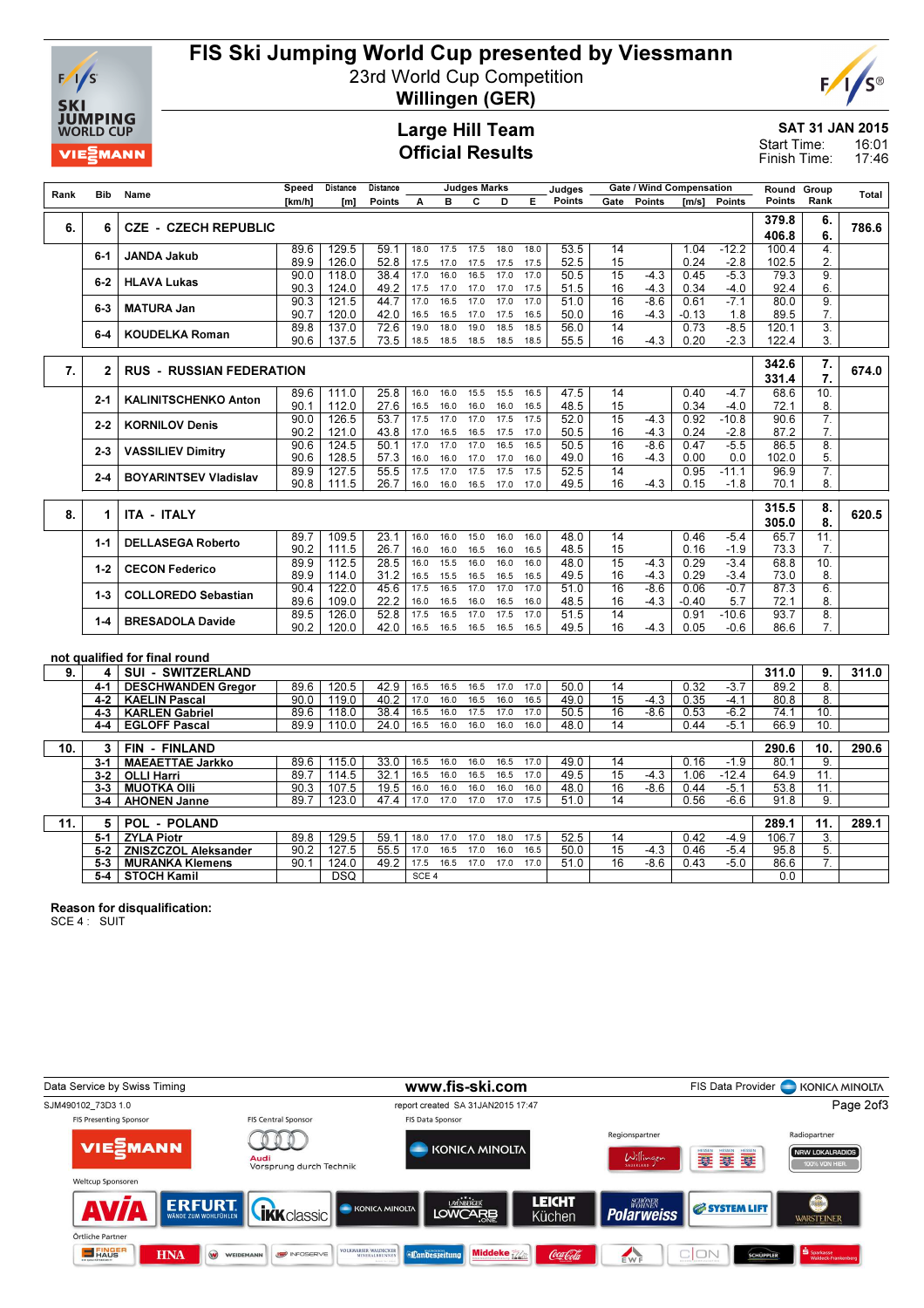# FIS Ski Jumping World Cup presented by Viessmann

23rd World Cup Competition
**Willingen (GER)**

## Large Hill Team
## Official Results

SAT 31 JAN 2015
Start Time: 16:01
Finish Time: 17:46

| Rank | Bib | Name | Speed [km/h] | Distance [m] | Distance Points | A | B | C | D | E | Judges Points | Gate | Gate Points | Wind [m/s] | Wind Points | Round Points | Group Rank | Total |
|---|---|---|---|---|---|---|---|---|---|---|---|---|---|---|---|---|---|---|
| 6. | 6 | CZE - CZECH REPUBLIC | | | | | | | | | | | | | | 379.8 / 406.8 | 6. / 6. | 786.6 |
| | 6-1 | JANDA Jakub | 89.6 / 89.9 | 129.5 / 126.0 | 59.1 / 52.8 | 18.0 / 17.5 | 17.5 / 17.0 | 17.5 / 17.5 | 18.0 / 17.5 | 18.0 / 17.5 | 53.5 / 52.5 | 14 / 15 | | 1.04 / 0.24 | -12.2 / -2.8 | 100.4 / 102.5 | 4. / 2. | |
| | 6-2 | HLAVA Lukas | 90.0 / 90.3 | 118.0 / 124.0 | 38.4 / 49.2 | 17.0 / 17.5 | 16.0 / 17.0 | 16.5 / 17.0 | 17.0 / 17.0 | 17.0 / 17.5 | 50.5 / 51.5 | 15 / 16 | -4.3 / -4.3 | 0.45 / 0.34 | -5.3 / -4.0 | 79.3 / 92.4 | 9. / 6. | |
| | 6-3 | MATURA Jan | 90.3 / 90.7 | 121.5 / 120.0 | 44.7 / 42.0 | 17.0 / 16.5 | 16.5 / 16.5 | 17.0 / 17.0 | 17.0 / 17.5 | 17.0 / 16.5 | 51.0 / 50.0 | 16 / 16 | -8.6 / -4.3 | 0.61 / -0.13 | -7.1 / 1.8 | 80.0 / 89.5 | 9. / 7. | |
| | 6-4 | KOUDELKA Roman | 89.8 / 90.6 | 137.0 / 137.5 | 72.6 / 73.5 | 19.0 / 18.5 | 18.0 / 18.5 | 19.0 / 18.5 | 18.5 / 18.5 | 18.5 / 18.5 | 56.0 / 55.5 | 14 / 16 | / -4.3 | 0.73 / 0.20 | -8.5 / -2.3 | 120.1 / 122.4 | 3. / 3. | |
| 7. | 2 | RUS - RUSSIAN FEDERATION | | | | | | | | | | | | | | 342.6 / 331.4 | 7. / 7. | 674.0 |
| | 2-1 | KALINITSCHENKO Anton | 89.6 / 90.1 | 111.0 / 112.0 | 25.8 / 27.6 | 16.0 / 16.5 | 16.0 / 16.0 | 15.5 / 16.0 | 15.5 / 16.0 | 16.5 / 16.5 | 47.5 / 48.5 | 14 / 15 | | 0.40 / 0.34 | -4.7 / -4.0 | 68.6 / 72.1 | 10. / 8. | |
| | 2-2 | KORNILOV Denis | 90.0 / 90.2 | 126.5 / 121.0 | 53.7 / 43.8 | 17.5 / 17.0 | 17.0 / 16.5 | 17.0 / 16.5 | 17.5 / 17.5 | 17.5 / 17.0 | 52.0 / 50.5 | 15 / 16 | -4.3 / -4.3 | 0.92 / 0.24 | -10.8 / -2.8 | 90.6 / 87.2 | 7. / 7. | |
| | 2-3 | VASSILIEV Dimitry | 90.6 / 90.6 | 124.5 / 128.5 | 50.1 / 57.3 | 17.0 / 16.0 | 17.0 / 16.0 | 17.0 / 17.0 | 16.5 / 17.0 | 16.5 / 16.0 | 50.5 / 49.0 | 16 / 16 | -8.6 / -4.3 | 0.47 / 0.00 | -5.5 / 0.0 | 86.5 / 102.0 | 8. / 5. | |
| | 2-4 | BOYARINTSEV Vladislav | 89.9 / 90.8 | 127.5 / 111.5 | 55.5 / 26.7 | 17.5 / 16.0 | 17.0 / 16.0 | 17.5 / 16.5 | 17.5 / 17.0 | 17.5 / 17.0 | 52.5 / 49.5 | 14 / 16 | / -4.3 | 0.95 / 0.15 | -11.1 / -1.8 | 96.9 / 70.1 | 7. / 8. | |
| 8. | 1 | ITA - ITALY | | | | | | | | | | | | | | 315.5 / 305.0 | 8. / 8. | 620.5 |
| | 1-1 | DELLASEGA Roberto | 89.7 / 90.2 | 109.5 / 111.5 | 23.1 / 26.7 | 16.0 / 16.0 | 16.0 / 16.0 | 15.0 / 16.5 | 16.0 / 16.0 | 16.0 / 16.5 | 48.0 / 48.5 | 14 / 15 | | 0.46 / 0.16 | -5.4 / -1.9 | 65.7 / 73.3 | 11. / 7. | |
| | 1-2 | CECON Federico | 89.9 / 89.9 | 112.5 / 114.0 | 28.5 / 31.2 | 16.0 / 16.5 | 15.5 / 15.5 | 16.0 / 16.5 | 16.0 / 16.5 | 16.0 / 16.5 | 48.0 / 49.5 | 15 / 16 | -4.3 / -4.3 | 0.29 / 0.29 | -3.4 / -3.4 | 68.8 / 73.0 | 10. / 8. | |
| | 1-3 | COLLOREDO Sebastian | 90.4 / 89.6 | 122.0 / 109.0 | 45.6 / 22.2 | 17.5 / 16.0 | 16.5 / 16.5 | 17.0 / 16.0 | 17.0 / 16.5 | 17.0 / 16.0 | 51.0 / 48.5 | 16 / 16 | -8.6 / -4.3 | 0.06 / -0.40 | -0.7 / 5.7 | 87.3 / 72.1 | 6. / 8. | |
| | 1-4 | BRESADOLA Davide | 89.5 / 90.2 | 126.0 / 120.0 | 52.8 / 42.0 | 17.5 / 16.5 | 16.5 / 16.5 | 17.0 / 16.5 | 17.5 / 16.5 | 17.0 / 16.5 | 51.5 / 49.5 | 14 / 16 | / -4.3 | 0.91 / 0.05 | -10.6 / -0.6 | 93.7 / 86.6 | 8. / 7. | |

**not qualified for final round**

| Rank | Bib | Name | Speed [km/h] | Distance [m] | Distance Points | A | B | C | D | E | Judges Points | Gate | Gate Points | Wind [m/s] | Wind Points | Round Points | Group Rank | Total |
|---|---|---|---|---|---|---|---|---|---|---|---|---|---|---|---|---|---|---|
| 9. | 4 | SUI - SWITZERLAND | | | | | | | | | | | | | | 311.0 | 9. | 311.0 |
| | 4-1 | DESCHWANDEN Gregor | 89.6 | 120.5 | 42.9 | 16.5 | 16.5 | 16.5 | 17.0 | 17.0 | 50.0 | 14 | | 0.32 | -3.7 | 89.2 | 8. | |
| | 4-2 | KAELIN Pascal | 90.0 | 119.0 | 40.2 | 17.0 | 16.0 | 16.5 | 16.0 | 16.5 | 49.0 | 15 | -4.3 | 0.35 | -4.1 | 80.8 | 8. | |
| | 4-3 | KARLEN Gabriel | 89.6 | 118.0 | 38.4 | 16.5 | 16.0 | 17.5 | 17.0 | 17.0 | 50.5 | 16 | -8.6 | 0.53 | -6.2 | 74.1 | 10. | |
| | 4-4 | EGLOFF Pascal | 89.9 | 110.0 | 24.0 | 16.5 | 16.0 | 16.0 | 16.0 | 16.0 | 48.0 | 14 | | 0.44 | -5.1 | 66.9 | 10. | |
| 10. | 3 | FIN - FINLAND | | | | | | | | | | | | | | 290.6 | 10. | 290.6 |
| | 3-1 | MAEAETTAE Jarkko | 89.6 | 115.0 | 33.0 | 16.5 | 16.0 | 16.0 | 16.5 | 17.0 | 49.0 | 14 | | 0.16 | -1.9 | 80.1 | 9. | |
| | 3-2 | OLLI Harri | 89.7 | 114.5 | 32.1 | 16.5 | 16.5 | 16.5 | 16.5 | 17.0 | 49.5 | 15 | -4.3 | 1.06 | -12.4 | 64.9 | 11. | |
| | 3-3 | MUOTKA Olli | 90.3 | 107.5 | 19.5 | 16.0 | 16.0 | 16.0 | 16.0 | 16.0 | 48.0 | 16 | -8.6 | 0.44 | -5.1 | 53.8 | 11. | |
| | 3-4 | AHONEN Janne | 89.7 | 123.0 | 47.4 | 17.0 | 17.0 | 17.0 | 17.0 | 17.5 | 51.0 | 14 | | 0.56 | -6.6 | 91.8 | 9. | |
| 11. | 5 | POL - POLAND | | | | | | | | | | | | | | 289.1 | 11. | 289.1 |
| | 5-1 | ZYLA Piotr | 89.8 | 129.5 | 59.1 | 18.0 | 17.0 | 17.0 | 18.0 | 17.5 | 52.5 | 14 | | 0.42 | -4.9 | 106.7 | 3. | |
| | 5-2 | ZNISZCZOL Aleksander | 90.2 | 127.5 | 55.5 | 17.0 | 16.5 | 17.0 | 16.0 | 16.5 | 50.0 | 15 | -4.3 | 0.46 | -5.4 | 95.8 | 5. | |
| | 5-3 | MURANKA Klemens | 90.1 | 124.0 | 49.2 | 17.5 | 16.5 | 17.0 | 17.0 | 17.0 | 51.0 | 16 | -8.6 | 0.43 | -5.0 | 86.6 | 7. | |
| | 5-4 | STOCH Kamil | | DSQ | | SCE 4 | | | | | | | | | | 0.0 | | |

**Reason for disqualification:**
SCE 4 : SUIT

Data Service by Swiss Timing — www.fis-ski.com — FIS Data Provider KONICA MINOLTA
SJM490102_73D3 1.0 — report created SA 31JAN2015 17:47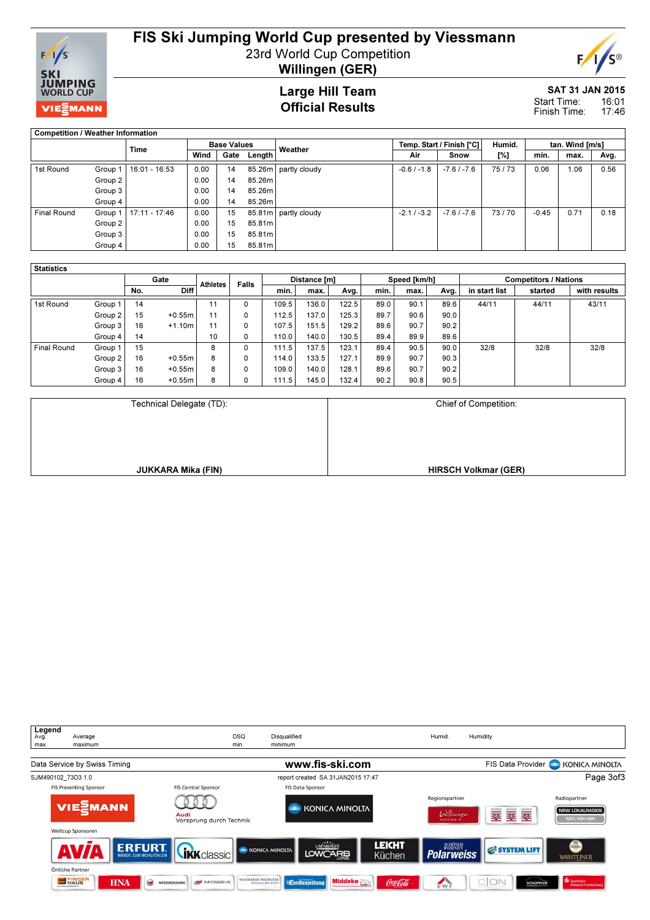# FIS Ski Jumping World Cup presented by Viessmann

23rd World Cup Competition

**Willingen (GER)**

## Large Hill Team
## Official Results

**SAT 31 JAN 2015**
Start Time: 16:01
Finish Time: 17:46

**Competition / Weather Information**

| | | Time | Base Values | | | Weather | Temp. Start / Finish [°C] | | Humid. | tan. Wind [m/s] | | |
|---|---|---|---|---|---|---|---|---|---|---|---|---|
| | | | Wind | Gate | Length | | Air | Snow | [%] | min. | max. | Avg. |
| 1st Round | Group 1 | 16:01 - 16:53 | 0.00 | 14 | 85.26m | partly cloudy | -0.6 / -1.8 | -7.6 / -7.6 | 75 / 73 | 0.06 | 1.06 | 0.56 |
| | Group 2 | | 0.00 | 14 | 85.26m | | | | | | | |
| | Group 3 | | 0.00 | 14 | 85.26m | | | | | | | |
| | Group 4 | | 0.00 | 14 | 85.26m | | | | | | | |
| Final Round | Group 1 | 17:11 - 17:46 | 0.00 | 15 | 85.81m | partly cloudy | -2.1 / -3.2 | -7.6 / -7.6 | 73 / 70 | -0.45 | 0.71 | 0.18 |
| | Group 2 | | 0.00 | 15 | 85.81m | | | | | | | |
| | Group 3 | | 0.00 | 15 | 85.81m | | | | | | | |
| | Group 4 | | 0.00 | 15 | 85.81m | | | | | | | |

**Statistics**

| | | Gate | | Athletes | Falls | Distance [m] | | | Speed [km/h] | | | Competitors / Nations | | |
|---|---|---|---|---|---|---|---|---|---|---|---|---|---|---|
| | | No. | Diff | | | min. | max. | Avg. | min. | max. | Avg. | in start list | started | with results |
| 1st Round | Group 1 | 14 | | 11 | 0 | 109.5 | 136.0 | 122.5 | 89.0 | 90.1 | 89.6 | 44/11 | 44/11 | 43/11 |
| | Group 2 | 15 | +0.55m | 11 | 0 | 112.5 | 137.0 | 125.3 | 89.7 | 90.6 | 90.0 | | | |
| | Group 3 | 16 | +1.10m | 11 | 0 | 107.5 | 151.5 | 129.2 | 89.6 | 90.7 | 90.2 | | | |
| | Group 4 | 14 | | 10 | 0 | 110.0 | 140.0 | 130.5 | 89.4 | 89.9 | 89.6 | | | |
| Final Round | Group 1 | 15 | | 8 | 0 | 111.5 | 137.5 | 123.1 | 89.4 | 90.5 | 90.0 | 32/8 | 32/8 | 32/8 |
| | Group 2 | 16 | +0.55m | 8 | 0 | 114.0 | 133.5 | 127.1 | 89.9 | 90.7 | 90.3 | | | |
| | Group 3 | 16 | +0.55m | 8 | 0 | 109.0 | 140.0 | 128.1 | 89.6 | 90.7 | 90.2 | | | |
| | Group 4 | 16 | +0.55m | 8 | 0 | 111.5 | 145.0 | 132.4 | 90.2 | 90.8 | 90.5 | | | |

| Technical Delegate (TD): | Chief of Competition: |
|---|---|
| **JUKKARA Mika (FIN)** | **HIRSCH Volkmar (GER)** |

**Legend**

| | | | | | |
|---|---|---|---|---|---|
| Avg. | Average | DSQ | Disqualified | Humid. | Humidity |
| max. | maximum | min. | minimum | | |

Data Service by Swiss Timing — www.fis-ski.com — FIS Data Provider KONICA MINOLTA

SJM490102_73D3 1.0 — report created SA 31JAN2015 17:47

FIS Presenting Sponsor · FIS Central Sponsor · FIS Data Sponsor · Regionspartner · Radiopartner · Weltcup Sponsoren · Örtliche Partner